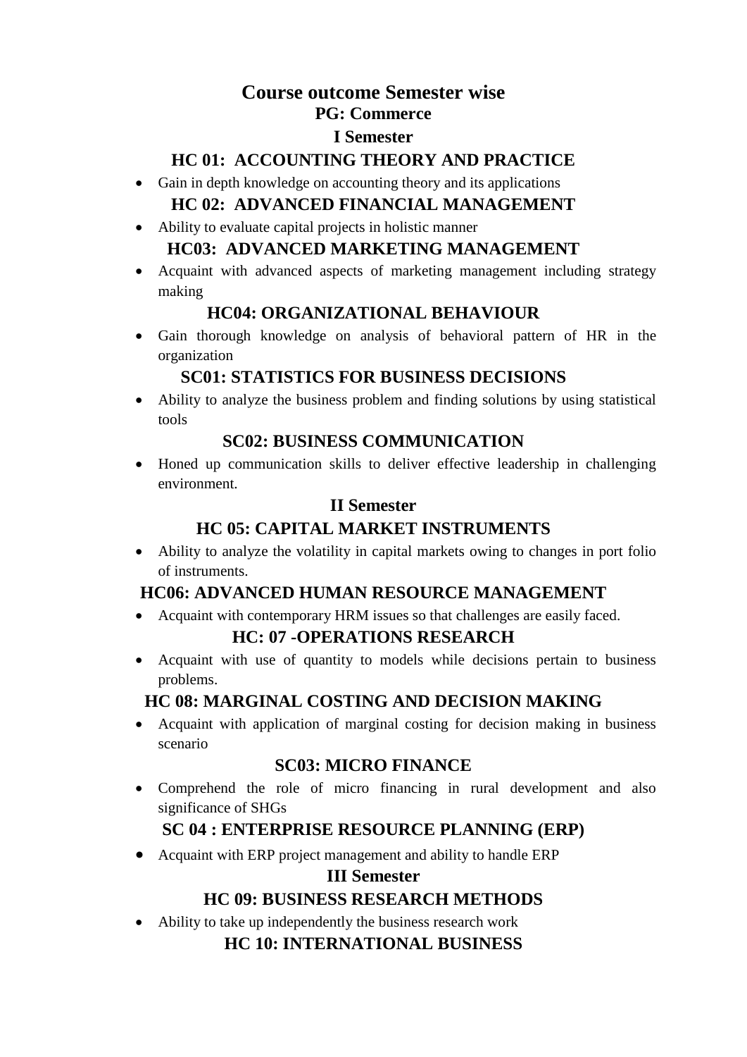# Course outcome Semester wise

## PG: Commerce

## I Semester

### HC 01: ACCOUNTING THEORY AND PRACTICE

- Gain in depth knowledge on accounting theory and its applications

### HC 02: ADVANCED FINANCIAL MANAGEMENT

- Ability to evaluate capital projects in holistic manner

### HC03: ADVANCED MARKETING MANAGEMENT

- Acquaint with advanced aspects of marketing management including strategy making

### HC04: ORGANIZATIONAL BEHAVIOUR

- Gain thorough knowledge on analysis of behavioral pattern of HR in the organization

### SC01: STATISTICS FOR BUSINESS DECISIONS

- Ability to analyze the business problem and finding solutions by using statistical tools

### SC02: BUSINESS COMMUNICATION

- Honed up communication skills to deliver effective leadership in challenging environment.

## II Semester

### HC 05: CAPITAL MARKET INSTRUMENTS

- Ability to analyze the volatility in capital markets owing to changes in port folio of instruments.

### HC06: ADVANCED HUMAN RESOURCE MANAGEMENT

- Acquaint with contemporary HRM issues so that challenges are easily faced.

### HC: 07 -OPERATIONS RESEARCH

- Acquaint with use of quantity to models while decisions pertain to business problems.

### HC 08: MARGINAL COSTING AND DECISION MAKING

- Acquaint with application of marginal costing for decision making in business scenario

### SC03: MICRO FINANCE

- Comprehend the role of micro financing in rural development and also significance of SHGs

### SC 04 : ENTERPRISE RESOURCE PLANNING (ERP)

- Acquaint with ERP project management and ability to handle ERP

## III Semester

### HC 09: BUSINESS RESEARCH METHODS

- Ability to take up independently the business research work

### HC 10: INTERNATIONAL BUSINESS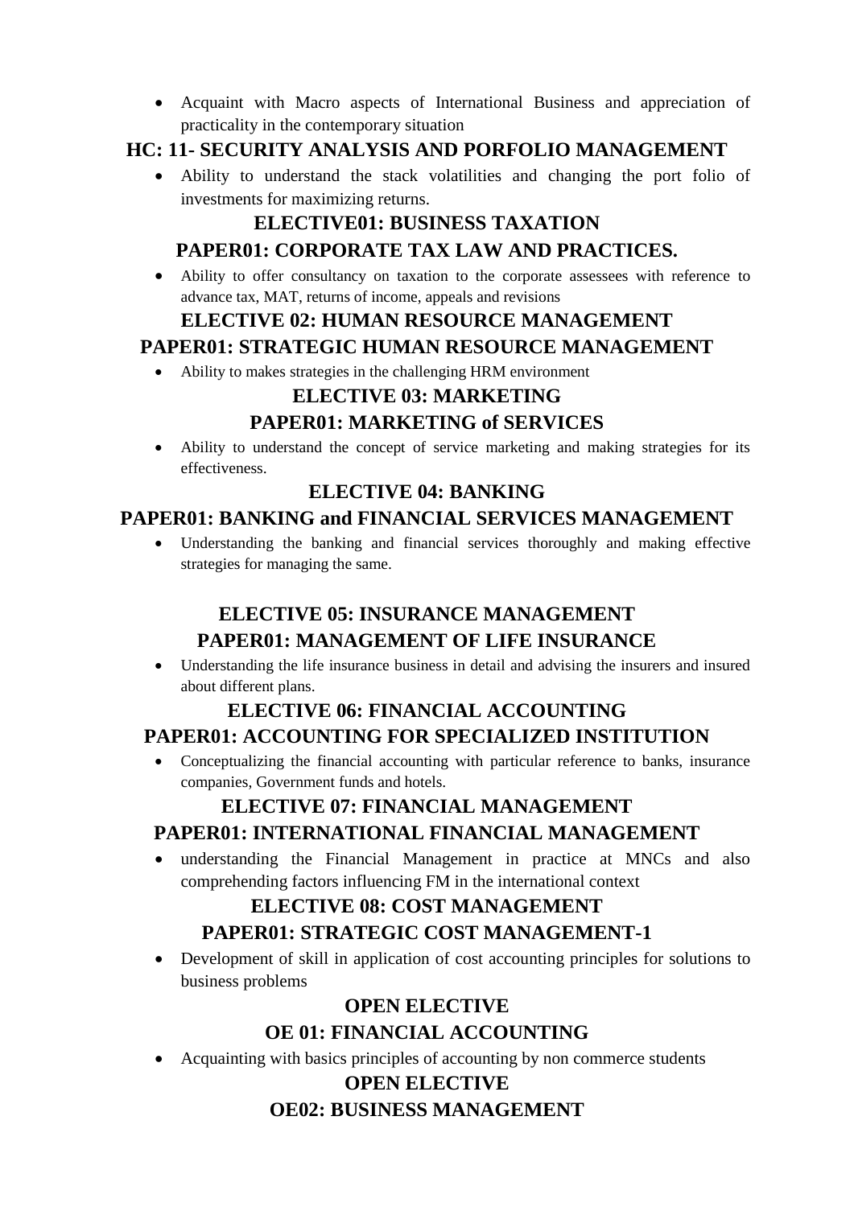- Acquaint with Macro aspects of International Business and appreciation of practicality in the contemporary situation

## HC: 11- SECURITY ANALYSIS AND PORFOLIO MANAGEMENT

- Ability to understand the stack volatilities and changing the port folio of investments for maximizing returns.

## ELECTIVE01: BUSINESS TAXATION

## PAPER01: CORPORATE TAX LAW AND PRACTICES.

- Ability to offer consultancy on taxation to the corporate assessees with reference to advance tax, MAT, returns of income, appeals and revisions

## ELECTIVE 02: HUMAN RESOURCE MANAGEMENT

## PAPER01: STRATEGIC HUMAN RESOURCE MANAGEMENT

- Ability to makes strategies in the challenging HRM environment

## ELECTIVE 03: MARKETING

## PAPER01: MARKETING of SERVICES

- Ability to understand the concept of service marketing and making strategies for its effectiveness.

## ELECTIVE 04: BANKING

## PAPER01: BANKING and FINANCIAL SERVICES MANAGEMENT

- Understanding the banking and financial services thoroughly and making effective strategies for managing the same.

## ELECTIVE 05: INSURANCE MANAGEMENT

## PAPER01: MANAGEMENT OF LIFE INSURANCE

- Understanding the life insurance business in detail and advising the insurers and insured about different plans.

## ELECTIVE 06: FINANCIAL ACCOUNTING

## PAPER01: ACCOUNTING FOR SPECIALIZED INSTITUTION

- Conceptualizing the financial accounting with particular reference to banks, insurance companies, Government funds and hotels.

## ELECTIVE 07: FINANCIAL MANAGEMENT

## PAPER01: INTERNATIONAL FINANCIAL MANAGEMENT

- understanding the Financial Management in practice at MNCs and also comprehending factors influencing FM in the international context

## ELECTIVE 08: COST MANAGEMENT

## PAPER01: STRATEGIC COST MANAGEMENT-1

- Development of skill in application of cost accounting principles for solutions to business problems

## OPEN ELECTIVE

## OE 01: FINANCIAL ACCOUNTING

- Acquainting with basics principles of accounting by non commerce students

## OPEN ELECTIVE

## OE02: BUSINESS MANAGEMENT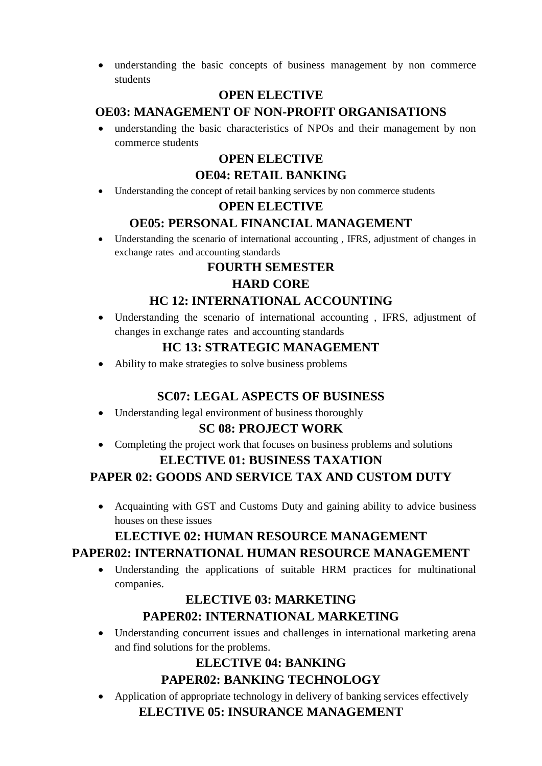- understanding the basic concepts of business management by non commerce students

## OPEN ELECTIVE

## OE03: MANAGEMENT OF NON-PROFIT ORGANISATIONS

- understanding the basic characteristics of NPOs and their management by non commerce students

## OPEN ELECTIVE

## OE04: RETAIL BANKING

- Understanding the concept of retail banking services by non commerce students

## OPEN ELECTIVE

## OE05: PERSONAL FINANCIAL MANAGEMENT

- Understanding the scenario of international accounting , IFRS, adjustment of changes in exchange rates and accounting standards

## FOURTH SEMESTER

## HARD CORE

## HC 12: INTERNATIONAL ACCOUNTING

- Understanding the scenario of international accounting , IFRS, adjustment of changes in exchange rates and accounting standards

## HC 13: STRATEGIC MANAGEMENT

- Ability to make strategies to solve business problems

## SC07: LEGAL ASPECTS OF BUSINESS

- Understanding legal environment of business thoroughly

## SC 08: PROJECT WORK

- Completing the project work that focuses on business problems and solutions

## ELECTIVE 01: BUSINESS TAXATION

## PAPER 02: GOODS AND SERVICE TAX AND CUSTOM DUTY

- Acquainting with GST and Customs Duty and gaining ability to advice business houses on these issues

## ELECTIVE 02: HUMAN RESOURCE MANAGEMENT

## PAPER02: INTERNATIONAL HUMAN RESOURCE MANAGEMENT

- Understanding the applications of suitable HRM practices for multinational companies.

## ELECTIVE 03: MARKETING

## PAPER02: INTERNATIONAL MARKETING

- Understanding concurrent issues and challenges in international marketing arena and find solutions for the problems.

## ELECTIVE 04: BANKING

## PAPER02: BANKING TECHNOLOGY

- Application of appropriate technology in delivery of banking services effectively

## ELECTIVE 05: INSURANCE MANAGEMENT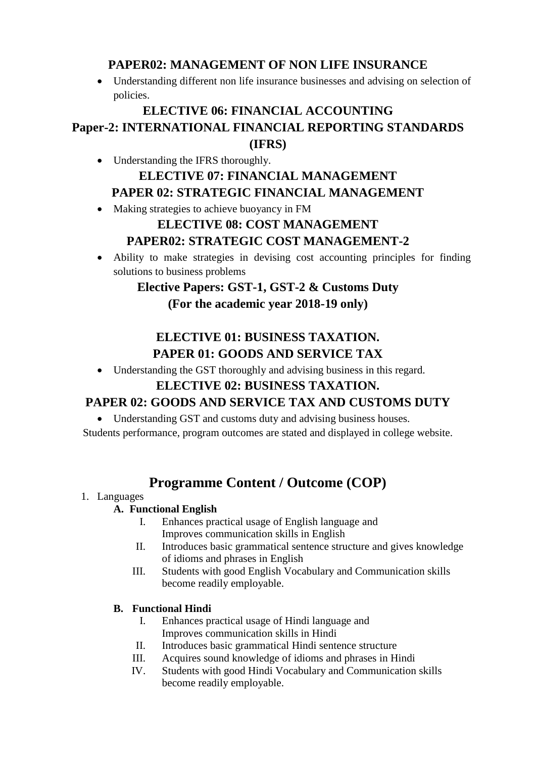### PAPER02: MANAGEMENT OF NON LIFE INSURANCE

- Understanding different non life insurance businesses and advising on selection of policies.

### ELECTIVE 06: FINANCIAL ACCOUNTING
### Paper-2: INTERNATIONAL FINANCIAL REPORTING STANDARDS (IFRS)

- Understanding the IFRS thoroughly.

### ELECTIVE 07: FINANCIAL MANAGEMENT
### PAPER 02: STRATEGIC FINANCIAL MANAGEMENT

- Making strategies to achieve buoyancy in FM

### ELECTIVE 08: COST MANAGEMENT
### PAPER02: STRATEGIC COST MANAGEMENT-2

- Ability to make strategies in devising cost accounting principles for finding solutions to business problems

### Elective Papers: GST-1, GST-2 & Customs Duty
### (For the academic year 2018-19 only)

### ELECTIVE 01: BUSINESS TAXATION.
### PAPER 01: GOODS AND SERVICE TAX

- Understanding the GST thoroughly and advising business in this regard.

### ELECTIVE 02: BUSINESS TAXATION.
### PAPER 02: GOODS AND SERVICE TAX AND CUSTOMS DUTY

- Understanding GST and customs duty and advising business houses.

Students performance, program outcomes are stated and displayed in college website.

## Programme Content / Outcome (COP)

1. Languages

   **A. Functional English**

   I. Enhances practical usage of English language and Improves communication skills in English

   II. Introduces basic grammatical sentence structure and gives knowledge of idioms and phrases in English

   III. Students with good English Vocabulary and Communication skills become readily employable.

   **B. Functional Hindi**

   I. Enhances practical usage of Hindi language and Improves communication skills in Hindi

   II. Introduces basic grammatical Hindi sentence structure

   III. Acquires sound knowledge of idioms and phrases in Hindi

   IV. Students with good Hindi Vocabulary and Communication skills become readily employable.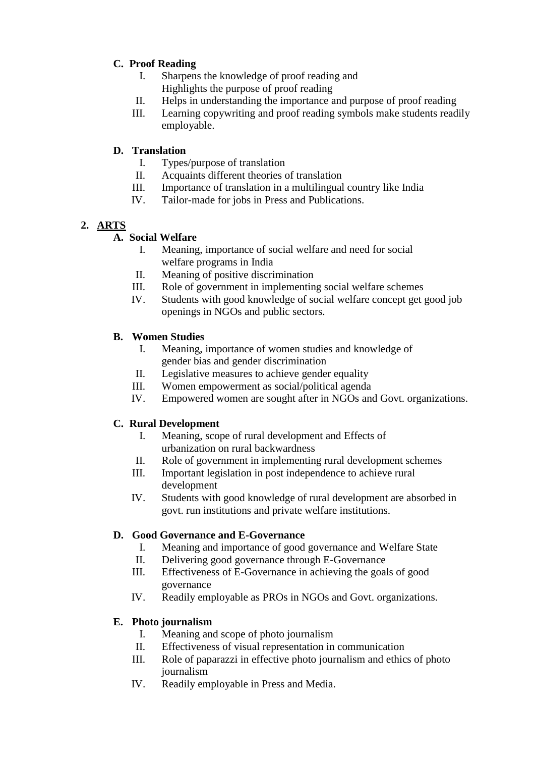**C. Proof Reading**

I. Sharpens the knowledge of proof reading and Highlights the purpose of proof reading
II. Helps in understanding the importance and purpose of proof reading
III. Learning copywriting and proof reading symbols make students readily employable.

**D. Translation**

I. Types/purpose of translation
II. Acquaints different theories of translation
III. Importance of translation in a multilingual country like India
IV. Tailor-made for jobs in Press and Publications.

**2. <u>ARTS</u>**

**A. Social Welfare**

I. Meaning, importance of social welfare and need for social welfare programs in India
II. Meaning of positive discrimination
III. Role of government in implementing social welfare schemes
IV. Students with good knowledge of social welfare concept get good job openings in NGOs and public sectors.

**B. Women Studies**

I. Meaning, importance of women studies and knowledge of gender bias and gender discrimination
II. Legislative measures to achieve gender equality
III. Women empowerment as social/political agenda
IV. Empowered women are sought after in NGOs and Govt. organizations.

**C. Rural Development**

I. Meaning, scope of rural development and Effects of urbanization on rural backwardness
II. Role of government in implementing rural development schemes
III. Important legislation in post independence to achieve rural development
IV. Students with good knowledge of rural development are absorbed in govt. run institutions and private welfare institutions.

**D. Good Governance and E-Governance**

I. Meaning and importance of good governance and Welfare State
II. Delivering good governance through E-Governance
III. Effectiveness of E-Governance in achieving the goals of good governance
IV. Readily employable as PROs in NGOs and Govt. organizations.

**E. Photo journalism**

I. Meaning and scope of photo journalism
II. Effectiveness of visual representation in communication
III. Role of paparazzi in effective photo journalism and ethics of photo journalism
IV. Readily employable in Press and Media.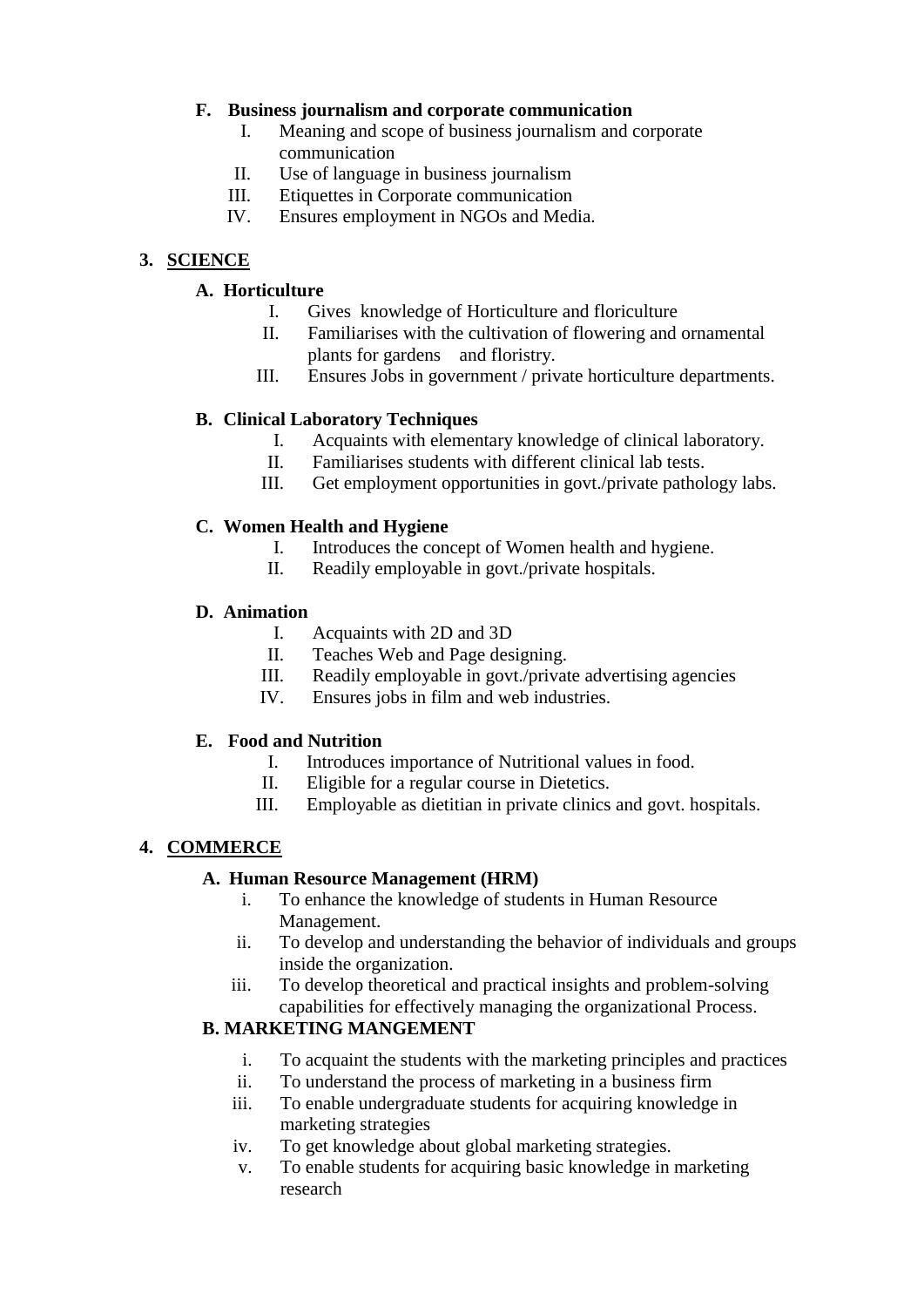**F. Business journalism and corporate communication**

I. Meaning and scope of business journalism and corporate communication
II. Use of language in business journalism
III. Etiquettes in Corporate communication
IV. Ensures employment in NGOs and Media.

## 3. SCIENCE

**A. Horticulture**

I. Gives knowledge of Horticulture and floriculture
II. Familiarises with the cultivation of flowering and ornamental plants for gardens and floristry.
III. Ensures Jobs in government / private horticulture departments.

**B. Clinical Laboratory Techniques**

I. Acquaints with elementary knowledge of clinical laboratory.
II. Familiarises students with different clinical lab tests.
III. Get employment opportunities in govt./private pathology labs.

**C. Women Health and Hygiene**

I. Introduces the concept of Women health and hygiene.
II. Readily employable in govt./private hospitals.

**D. Animation**

I. Acquaints with 2D and 3D
II. Teaches Web and Page designing.
III. Readily employable in govt./private advertising agencies
IV. Ensures jobs in film and web industries.

**E. Food and Nutrition**

I. Introduces importance of Nutritional values in food.
II. Eligible for a regular course in Dietetics.
III. Employable as dietitian in private clinics and govt. hospitals.

## 4. COMMERCE

**A. Human Resource Management (HRM)**

i. To enhance the knowledge of students in Human Resource Management.
ii. To develop and understanding the behavior of individuals and groups inside the organization.
iii. To develop theoretical and practical insights and problem-solving capabilities for effectively managing the organizational Process.

**B. MARKETING MANGEMENT**

i. To acquaint the students with the marketing principles and practices
ii. To understand the process of marketing in a business firm
iii. To enable undergraduate students for acquiring knowledge in marketing strategies
iv. To get knowledge about global marketing strategies.
v. To enable students for acquiring basic knowledge in marketing research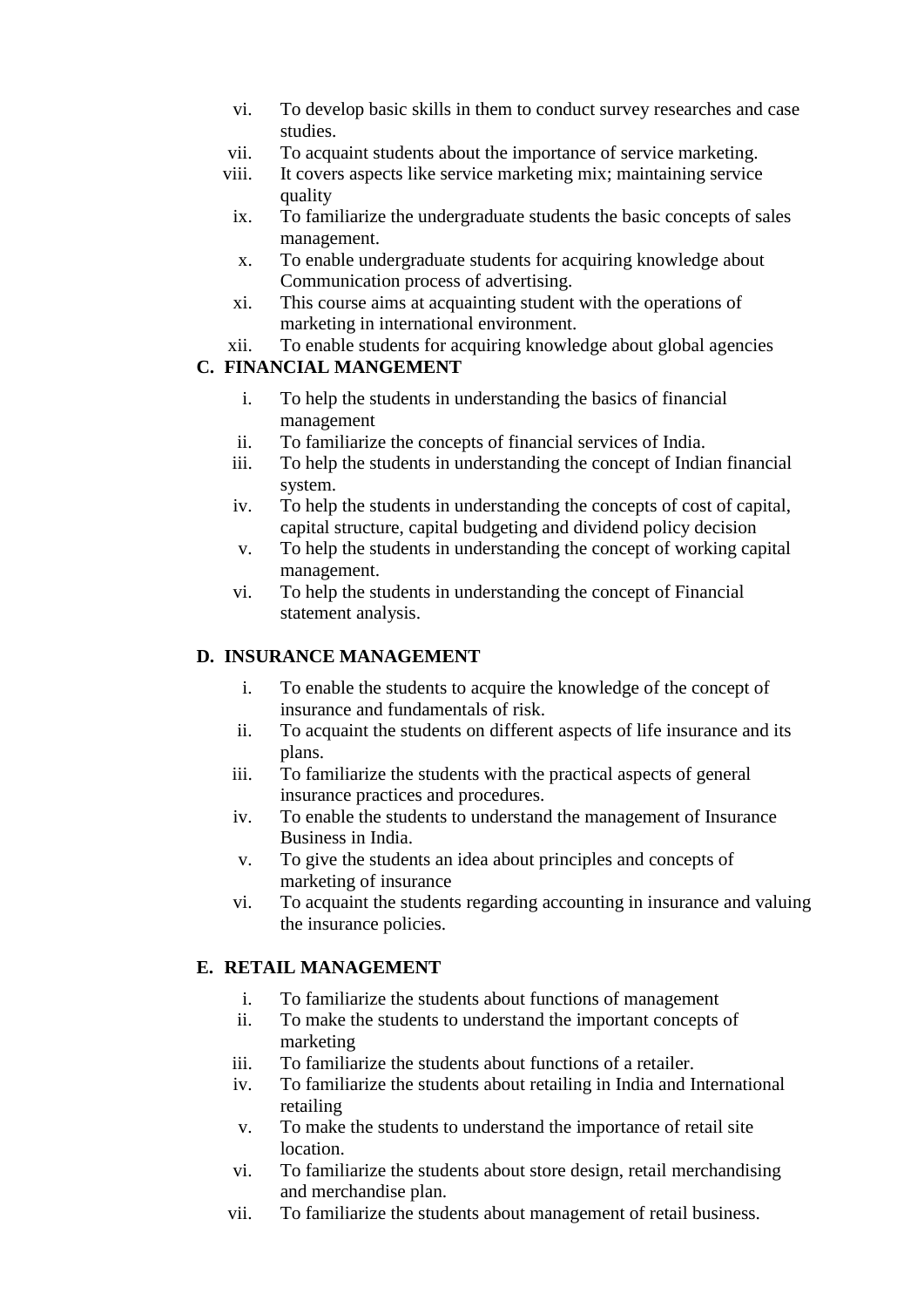vi. To develop basic skills in them to conduct survey researches and case studies.
vii. To acquaint students about the importance of service marketing.
viii. It covers aspects like service marketing mix; maintaining service quality
ix. To familiarize the undergraduate students the basic concepts of sales management.
x. To enable undergraduate students for acquiring knowledge about Communication process of advertising.
xi. This course aims at acquainting student with the operations of marketing in international environment.
xii. To enable students for acquiring knowledge about global agencies

**C. FINANCIAL MANGEMENT**

i. To help the students in understanding the basics of financial management
ii. To familiarize the concepts of financial services of India.
iii. To help the students in understanding the concept of Indian financial system.
iv. To help the students in understanding the concepts of cost of capital, capital structure, capital budgeting and dividend policy decision
v. To help the students in understanding the concept of working capital management.
vi. To help the students in understanding the concept of Financial statement analysis.

**D. INSURANCE MANAGEMENT**

i. To enable the students to acquire the knowledge of the concept of insurance and fundamentals of risk.
ii. To acquaint the students on different aspects of life insurance and its plans.
iii. To familiarize the students with the practical aspects of general insurance practices and procedures.
iv. To enable the students to understand the management of Insurance Business in India.
v. To give the students an idea about principles and concepts of marketing of insurance
vi. To acquaint the students regarding accounting in insurance and valuing the insurance policies.

**E. RETAIL MANAGEMENT**

i. To familiarize the students about functions of management
ii. To make the students to understand the important concepts of marketing
iii. To familiarize the students about functions of a retailer.
iv. To familiarize the students about retailing in India and International retailing
v. To make the students to understand the importance of retail site location.
vi. To familiarize the students about store design, retail merchandising and merchandise plan.
vii. To familiarize the students about management of retail business.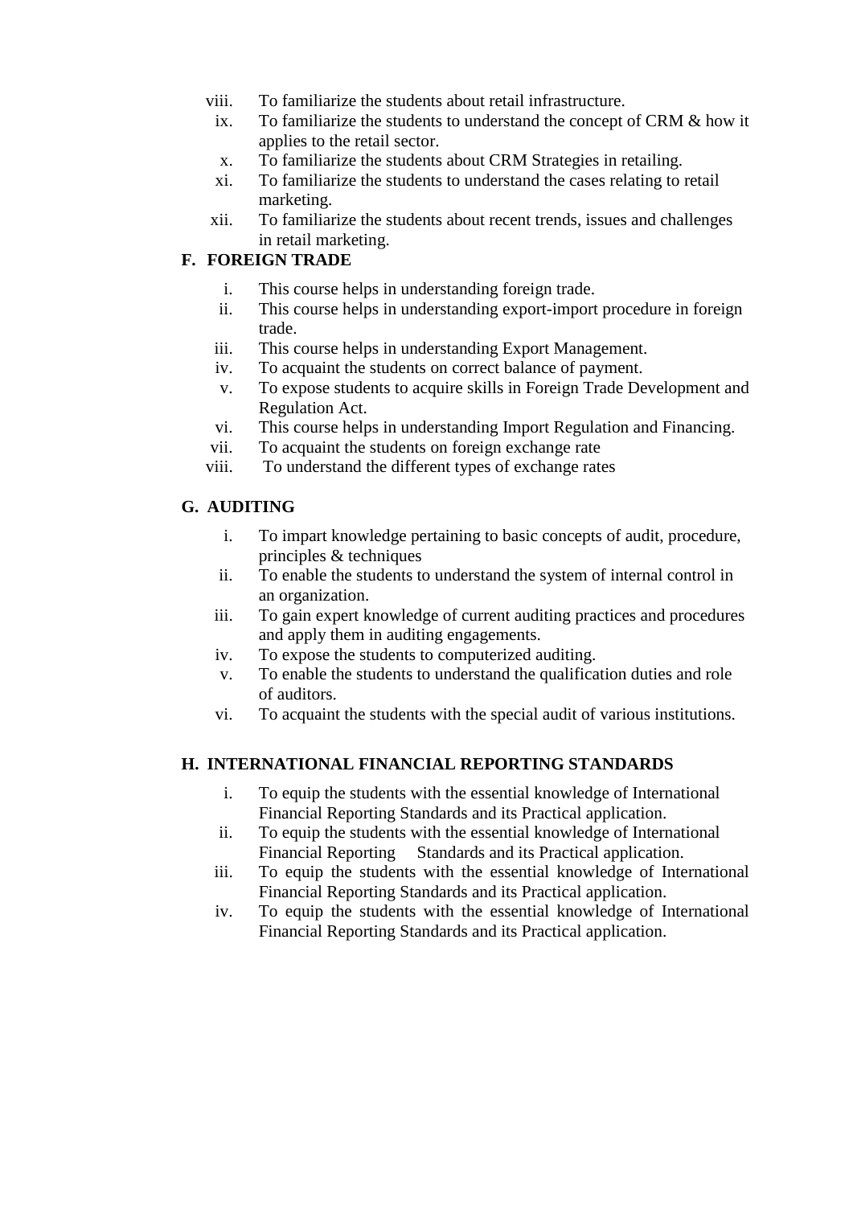viii. To familiarize the students about retail infrastructure.
ix. To familiarize the students to understand the concept of CRM & how it applies to the retail sector.
x. To familiarize the students about CRM Strategies in retailing.
xi. To familiarize the students to understand the cases relating to retail marketing.
xii. To familiarize the students about recent trends, issues and challenges in retail marketing.

**F. FOREIGN TRADE**

i. This course helps in understanding foreign trade.
ii. This course helps in understanding export-import procedure in foreign trade.
iii. This course helps in understanding Export Management.
iv. To acquaint the students on correct balance of payment.
v. To expose students to acquire skills in Foreign Trade Development and Regulation Act.
vi. This course helps in understanding Import Regulation and Financing.
vii. To acquaint the students on foreign exchange rate
viii. To understand the different types of exchange rates

**G. AUDITING**

i. To impart knowledge pertaining to basic concepts of audit, procedure, principles & techniques
ii. To enable the students to understand the system of internal control in an organization.
iii. To gain expert knowledge of current auditing practices and procedures and apply them in auditing engagements.
iv. To expose the students to computerized auditing.
v. To enable the students to understand the qualification duties and role of auditors.
vi. To acquaint the students with the special audit of various institutions.

**H. INTERNATIONAL FINANCIAL REPORTING STANDARDS**

i. To equip the students with the essential knowledge of International Financial Reporting Standards and its Practical application.
ii. To equip the students with the essential knowledge of International Financial Reporting Standards and its Practical application.
iii. To equip the students with the essential knowledge of International Financial Reporting Standards and its Practical application.
iv. To equip the students with the essential knowledge of International Financial Reporting Standards and its Practical application.